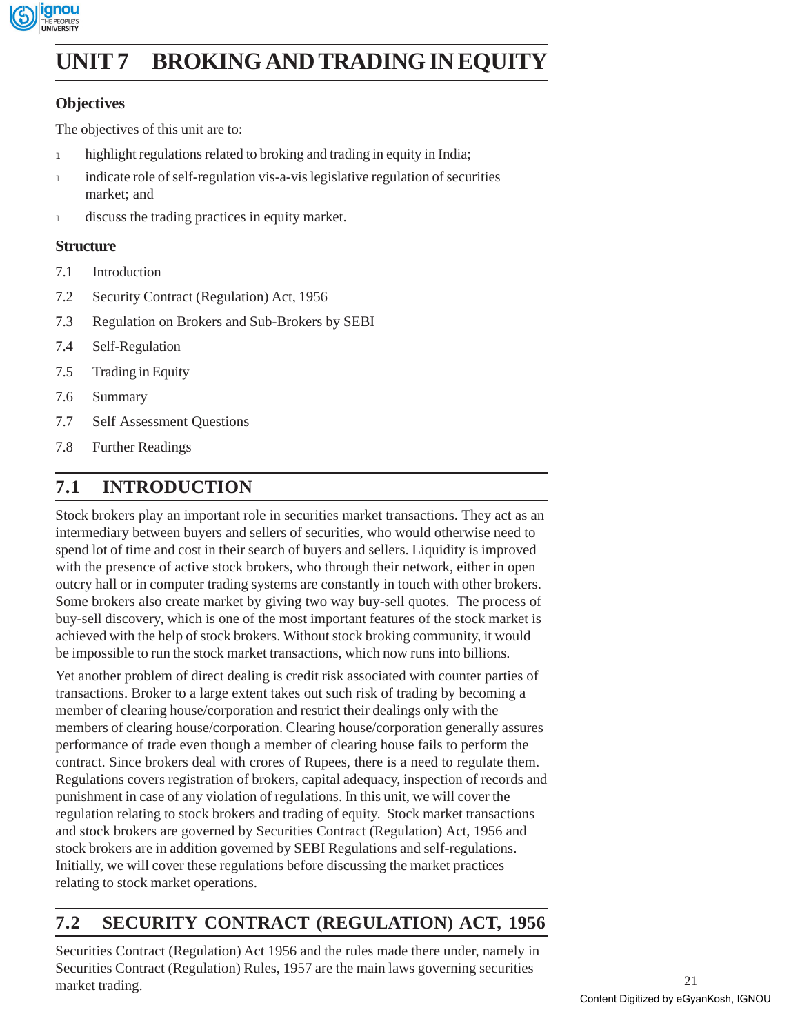# UNIT 7 BROKING AND TRADING IN EQUITY

## Objectives

The objectives of this unit are to:

- highlight regulations related to broking and trading in equity in India;
- indicate role of self-regulation vis-a-vis legislative regulation of securities market; and
- discuss the trading practices in equity market.

## Structure

7.1 Introduction

7.2 Security Contract (Regulation) Act, 1956

7.3 Regulation on Brokers and Sub-Brokers by SEBI

7.4 Self-Regulation

7.5 Trading in Equity

7.6 Summary

7.7 Self Assessment Questions

7.8 Further Readings

## 7.1 INTRODUCTION

Stock brokers play an important role in securities market transactions. They act as an intermediary between buyers and sellers of securities, who would otherwise need to spend lot of time and cost in their search of buyers and sellers. Liquidity is improved with the presence of active stock brokers, who through their network, either in open outcry hall or in computer trading systems are constantly in touch with other brokers. Some brokers also create market by giving two way buy-sell quotes. The process of buy-sell discovery, which is one of the most important features of the stock market is achieved with the help of stock brokers. Without stock broking community, it would be impossible to run the stock market transactions, which now runs into billions.

Yet another problem of direct dealing is credit risk associated with counter parties of transactions. Broker to a large extent takes out such risk of trading by becoming a member of clearing house/corporation and restrict their dealings only with the members of clearing house/corporation. Clearing house/corporation generally assures performance of trade even though a member of clearing house fails to perform the contract. Since brokers deal with crores of Rupees, there is a need to regulate them. Regulations covers registration of brokers, capital adequacy, inspection of records and punishment in case of any violation of regulations. In this unit, we will cover the regulation relating to stock brokers and trading of equity. Stock market transactions and stock brokers are governed by Securities Contract (Regulation) Act, 1956 and stock brokers are in addition governed by SEBI Regulations and self-regulations. Initially, we will cover these regulations before discussing the market practices relating to stock market operations.

## 7.2 SECURITY CONTRACT (REGULATION) ACT, 1956

Securities Contract (Regulation) Act 1956 and the rules made there under, namely in Securities Contract (Regulation) Rules, 1957 are the main laws governing securities market trading.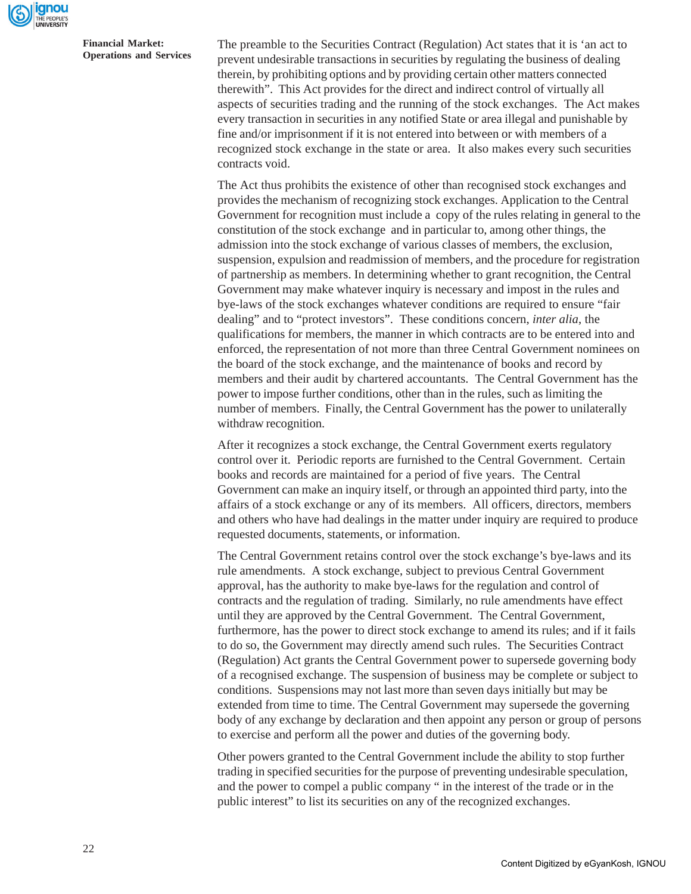The preamble to the Securities Contract (Regulation) Act states that it is 'an act to prevent undesirable transactions in securities by regulating the business of dealing therein, by prohibiting options and by providing certain other matters connected therewith". This Act provides for the direct and indirect control of virtually all aspects of securities trading and the running of the stock exchanges. The Act makes every transaction in securities in any notified State or area illegal and punishable by fine and/or imprisonment if it is not entered into between or with members of a recognized stock exchange in the state or area. It also makes every such securities contracts void.

The Act thus prohibits the existence of other than recognised stock exchanges and provides the mechanism of recognizing stock exchanges. Application to the Central Government for recognition must include a copy of the rules relating in general to the constitution of the stock exchange and in particular to, among other things, the admission into the stock exchange of various classes of members, the exclusion, suspension, expulsion and readmission of members, and the procedure for registration of partnership as members. In determining whether to grant recognition, the Central Government may make whatever inquiry is necessary and impost in the rules and bye-laws of the stock exchanges whatever conditions are required to ensure "fair dealing" and to "protect investors". These conditions concern, *inter alia*, the qualifications for members, the manner in which contracts are to be entered into and enforced, the representation of not more than three Central Government nominees on the board of the stock exchange, and the maintenance of books and record by members and their audit by chartered accountants. The Central Government has the power to impose further conditions, other than in the rules, such as limiting the number of members. Finally, the Central Government has the power to unilaterally withdraw recognition.

After it recognizes a stock exchange, the Central Government exerts regulatory control over it. Periodic reports are furnished to the Central Government. Certain books and records are maintained for a period of five years. The Central Government can make an inquiry itself, or through an appointed third party, into the affairs of a stock exchange or any of its members. All officers, directors, members and others who have had dealings in the matter under inquiry are required to produce requested documents, statements, or information.

The Central Government retains control over the stock exchange's bye-laws and its rule amendments. A stock exchange, subject to previous Central Government approval, has the authority to make bye-laws for the regulation and control of contracts and the regulation of trading. Similarly, no rule amendments have effect until they are approved by the Central Government. The Central Government, furthermore, has the power to direct stock exchange to amend its rules; and if it fails to do so, the Government may directly amend such rules. The Securities Contract (Regulation) Act grants the Central Government power to supersede governing body of a recognised exchange. The suspension of business may be complete or subject to conditions. Suspensions may not last more than seven days initially but may be extended from time to time. The Central Government may supersede the governing body of any exchange by declaration and then appoint any person or group of persons to exercise and perform all the power and duties of the governing body.

Other powers granted to the Central Government include the ability to stop further trading in specified securities for the purpose of preventing undesirable speculation, and the power to compel a public company " in the interest of the trade or in the public interest" to list its securities on any of the recognized exchanges.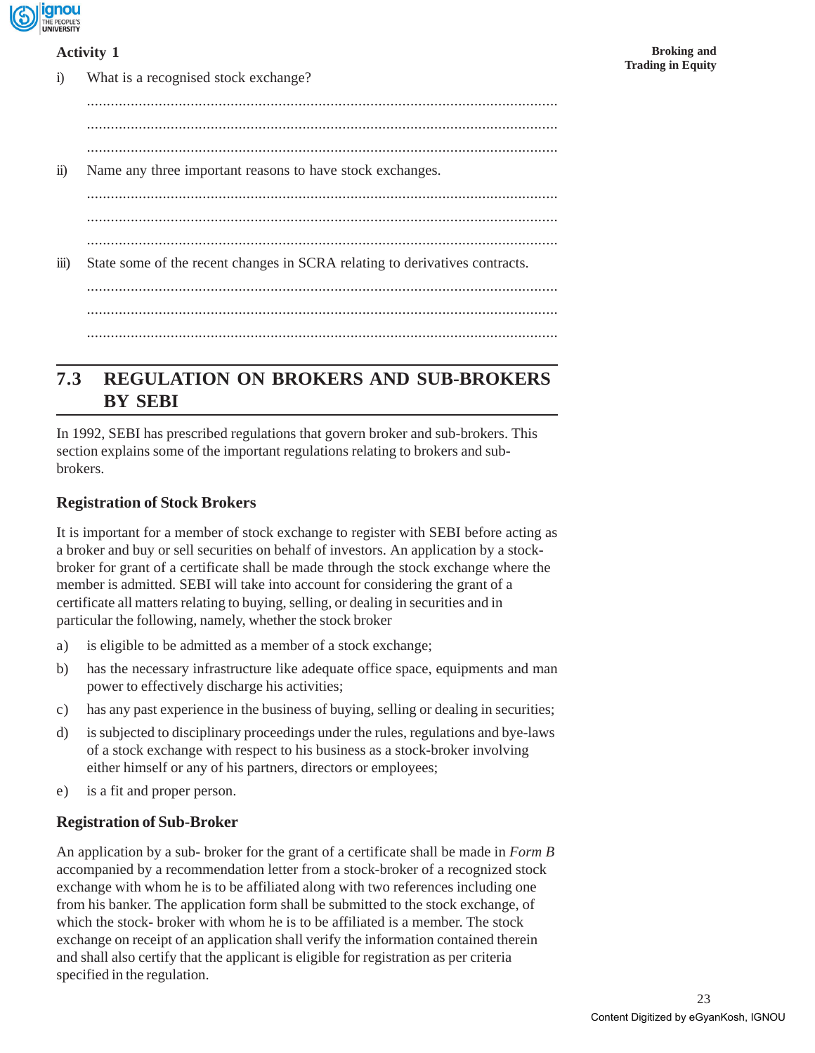**Activity 1**

i) What is a recognised stock exchange?

......................................................................................................................

......................................................................................................................

......................................................................................................................

ii) Name any three important reasons to have stock exchanges.

......................................................................................................................

......................................................................................................................

......................................................................................................................

iii) State some of the recent changes in SCRA relating to derivatives contracts.

......................................................................................................................

......................................................................................................................

......................................................................................................................

## 7.3 REGULATION ON BROKERS AND SUB-BROKERS BY SEBI

In 1992, SEBI has prescribed regulations that govern broker and sub-brokers. This section explains some of the important regulations relating to brokers and sub-brokers.

### Registration of Stock Brokers

It is important for a member of stock exchange to register with SEBI before acting as a broker and buy or sell securities on behalf of investors. An application by a stock-broker for grant of a certificate shall be made through the stock exchange where the member is admitted. SEBI will take into account for considering the grant of a certificate all matters relating to buying, selling, or dealing in securities and in particular the following, namely, whether the stock broker

a) is eligible to be admitted as a member of a stock exchange;

b) has the necessary infrastructure like adequate office space, equipments and man power to effectively discharge his activities;

c) has any past experience in the business of buying, selling or dealing in securities;

d) is subjected to disciplinary proceedings under the rules, regulations and bye-laws of a stock exchange with respect to his business as a stock-broker involving either himself or any of his partners, directors or employees;

e) is a fit and proper person.

### Registration of Sub-Broker

An application by a sub- broker for the grant of a certificate shall be made in *Form B* accompanied by a recommendation letter from a stock-broker of a recognized stock exchange with whom he is to be affiliated along with two references including one from his banker. The application form shall be submitted to the stock exchange, of which the stock- broker with whom he is to be affiliated is a member. The stock exchange on receipt of an application shall verify the information contained therein and shall also certify that the applicant is eligible for registration as per criteria specified in the regulation.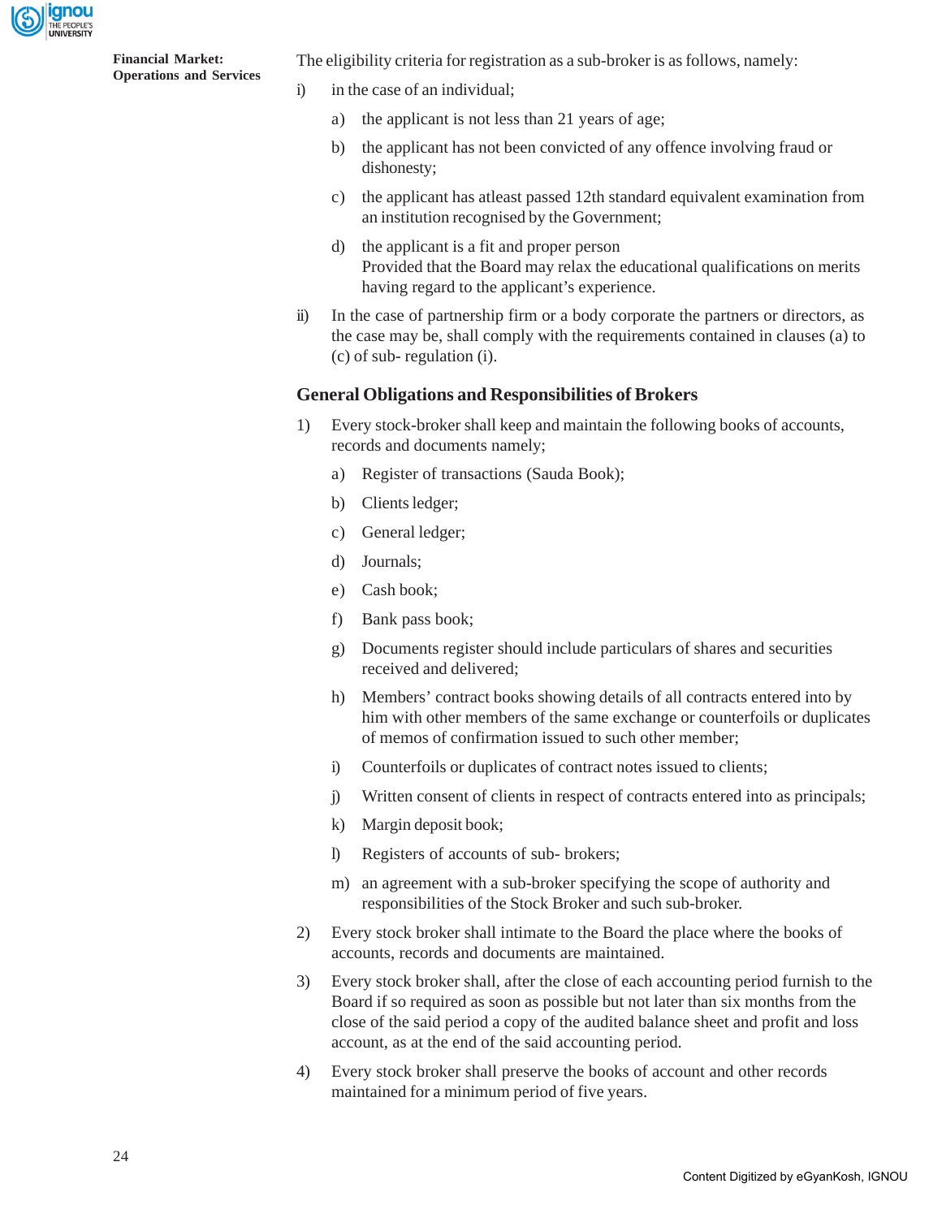The eligibility criteria for registration as a sub-broker is as follows, namely:

i) in the case of an individual;

   a) the applicant is not less than 21 years of age;

   b) the applicant has not been convicted of any offence involving fraud or dishonesty;

   c) the applicant has atleast passed 12th standard equivalent examination from an institution recognised by the Government;

   d) the applicant is a fit and proper person
   Provided that the Board may relax the educational qualifications on merits having regard to the applicant's experience.

ii) In the case of partnership firm or a body corporate the partners or directors, as the case may be, shall comply with the requirements contained in clauses (a) to (c) of sub- regulation (i).

### General Obligations and Responsibilities of Brokers

1) Every stock-broker shall keep and maintain the following books of accounts, records and documents namely;

   a) Register of transactions (Sauda Book);

   b) Clients ledger;

   c) General ledger;

   d) Journals;

   e) Cash book;

   f) Bank pass book;

   g) Documents register should include particulars of shares and securities received and delivered;

   h) Members' contract books showing details of all contracts entered into by him with other members of the same exchange or counterfoils or duplicates of memos of confirmation issued to such other member;

   i) Counterfoils or duplicates of contract notes issued to clients;

   j) Written consent of clients in respect of contracts entered into as principals;

   k) Margin deposit book;

   l) Registers of accounts of sub- brokers;

   m) an agreement with a sub-broker specifying the scope of authority and responsibilities of the Stock Broker and such sub-broker.

2) Every stock broker shall intimate to the Board the place where the books of accounts, records and documents are maintained.

3) Every stock broker shall, after the close of each accounting period furnish to the Board if so required as soon as possible but not later than six months from the close of the said period a copy of the audited balance sheet and profit and loss account, as at the end of the said accounting period.

4) Every stock broker shall preserve the books of account and other records maintained for a minimum period of five years.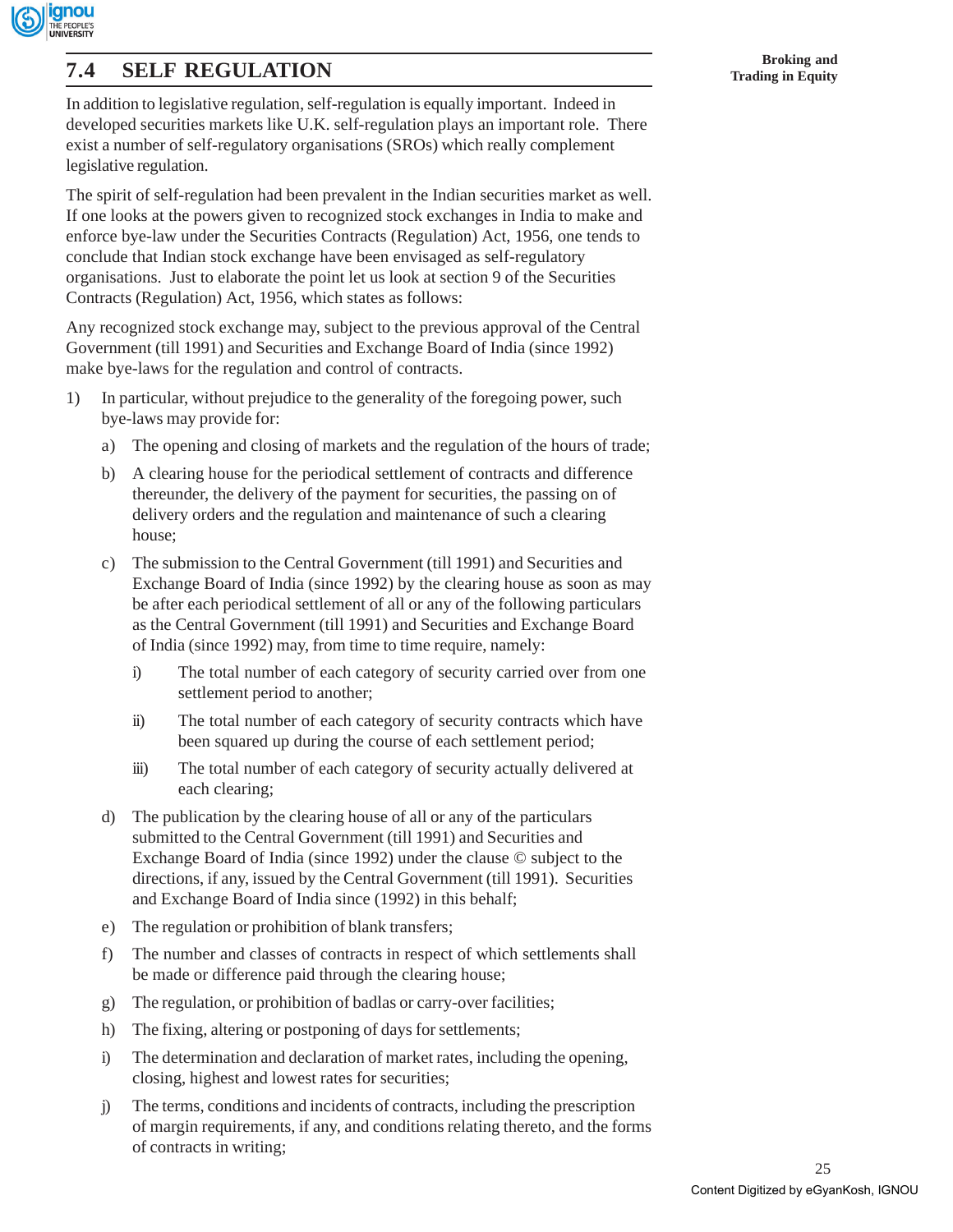## 7.4 SELF REGULATION

In addition to legislative regulation, self-regulation is equally important. Indeed in developed securities markets like U.K. self-regulation plays an important role. There exist a number of self-regulatory organisations (SROs) which really complement legislative regulation.

The spirit of self-regulation had been prevalent in the Indian securities market as well. If one looks at the powers given to recognized stock exchanges in India to make and enforce bye-law under the Securities Contracts (Regulation) Act, 1956, one tends to conclude that Indian stock exchange have been envisaged as self-regulatory organisations. Just to elaborate the point let us look at section 9 of the Securities Contracts (Regulation) Act, 1956, which states as follows:

Any recognized stock exchange may, subject to the previous approval of the Central Government (till 1991) and Securities and Exchange Board of India (since 1992) make bye-laws for the regulation and control of contracts.

1) In particular, without prejudice to the generality of the foregoing power, such bye-laws may provide for:

   a) The opening and closing of markets and the regulation of the hours of trade;

   b) A clearing house for the periodical settlement of contracts and difference thereunder, the delivery of the payment for securities, the passing on of delivery orders and the regulation and maintenance of such a clearing house;

   c) The submission to the Central Government (till 1991) and Securities and Exchange Board of India (since 1992) by the clearing house as soon as may be after each periodical settlement of all or any of the following particulars as the Central Government (till 1991) and Securities and Exchange Board of India (since 1992) may, from time to time require, namely:

      i) The total number of each category of security carried over from one settlement period to another;

      ii) The total number of each category of security contracts which have been squared up during the course of each settlement period;

      iii) The total number of each category of security actually delivered at each clearing;

   d) The publication by the clearing house of all or any of the particulars submitted to the Central Government (till 1991) and Securities and Exchange Board of India (since 1992) under the clause © subject to the directions, if any, issued by the Central Government (till 1991). Securities and Exchange Board of India since (1992) in this behalf;

   e) The regulation or prohibition of blank transfers;

   f) The number and classes of contracts in respect of which settlements shall be made or difference paid through the clearing house;

   g) The regulation, or prohibition of badlas or carry-over facilities;

   h) The fixing, altering or postponing of days for settlements;

   i) The determination and declaration of market rates, including the opening, closing, highest and lowest rates for securities;

   j) The terms, conditions and incidents of contracts, including the prescription of margin requirements, if any, and conditions relating thereto, and the forms of contracts in writing;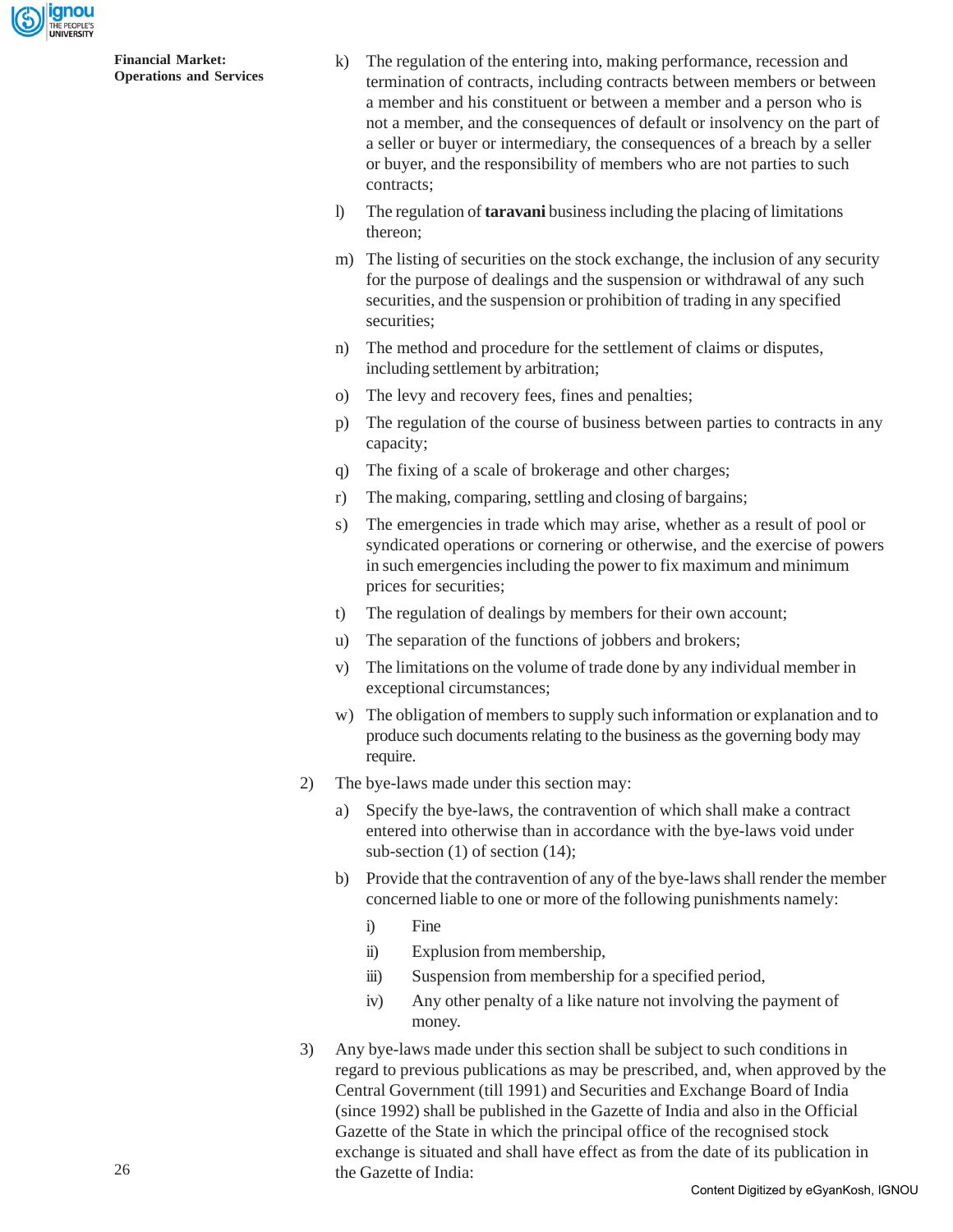k) The regulation of the entering into, making performance, recession and termination of contracts, including contracts between members or between a member and his constituent or between a member and a person who is not a member, and the consequences of default or insolvency on the part of a seller or buyer or intermediary, the consequences of a breach by a seller or buyer, and the responsibility of members who are not parties to such contracts;

l) The regulation of **taravani** business including the placing of limitations thereon;

m) The listing of securities on the stock exchange, the inclusion of any security for the purpose of dealings and the suspension or withdrawal of any such securities, and the suspension or prohibition of trading in any specified securities;

n) The method and procedure for the settlement of claims or disputes, including settlement by arbitration;

o) The levy and recovery fees, fines and penalties;

p) The regulation of the course of business between parties to contracts in any capacity;

q) The fixing of a scale of brokerage and other charges;

r) The making, comparing, settling and closing of bargains;

s) The emergencies in trade which may arise, whether as a result of pool or syndicated operations or cornering or otherwise, and the exercise of powers in such emergencies including the power to fix maximum and minimum prices for securities;

t) The regulation of dealings by members for their own account;

u) The separation of the functions of jobbers and brokers;

v) The limitations on the volume of trade done by any individual member in exceptional circumstances;

w) The obligation of members to supply such information or explanation and to produce such documents relating to the business as the governing body may require.

2) The bye-laws made under this section may:

   a) Specify the bye-laws, the contravention of which shall make a contract entered into otherwise than in accordance with the bye-laws void under sub-section (1) of section (14);

   b) Provide that the contravention of any of the bye-laws shall render the member concerned liable to one or more of the following punishments namely:

      i) Fine

      ii) Explusion from membership,

      iii) Suspension from membership for a specified period,

      iv) Any other penalty of a like nature not involving the payment of money.

3) Any bye-laws made under this section shall be subject to such conditions in regard to previous publications as may be prescribed, and, when approved by the Central Government (till 1991) and Securities and Exchange Board of India (since 1992) shall be published in the Gazette of India and also in the Official Gazette of the State in which the principal office of the recognised stock exchange is situated and shall have effect as from the date of its publication in the Gazette of India: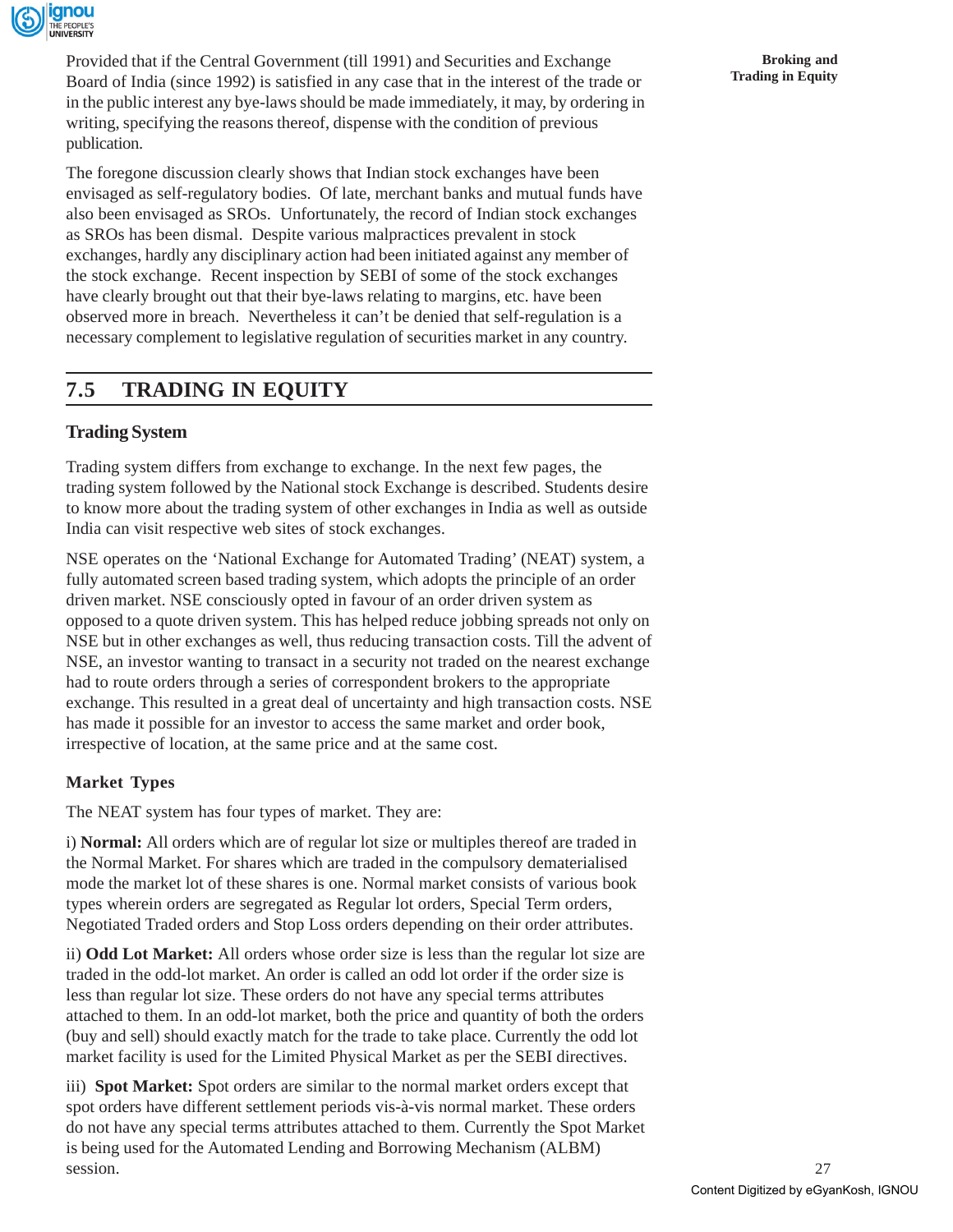Provided that if the Central Government (till 1991) and Securities and Exchange Board of India (since 1992) is satisfied in any case that in the interest of the trade or in the public interest any bye-laws should be made immediately, it may, by ordering in writing, specifying the reasons thereof, dispense with the condition of previous publication.

The foregone discussion clearly shows that Indian stock exchanges have been envisaged as self-regulatory bodies. Of late, merchant banks and mutual funds have also been envisaged as SROs. Unfortunately, the record of Indian stock exchanges as SROs has been dismal. Despite various malpractices prevalent in stock exchanges, hardly any disciplinary action had been initiated against any member of the stock exchange. Recent inspection by SEBI of some of the stock exchanges have clearly brought out that their bye-laws relating to margins, etc. have been observed more in breach. Nevertheless it can't be denied that self-regulation is a necessary complement to legislative regulation of securities market in any country.

## 7.5 TRADING IN EQUITY

### Trading System

Trading system differs from exchange to exchange. In the next few pages, the trading system followed by the National stock Exchange is described. Students desire to know more about the trading system of other exchanges in India as well as outside India can visit respective web sites of stock exchanges.

NSE operates on the 'National Exchange for Automated Trading' (NEAT) system, a fully automated screen based trading system, which adopts the principle of an order driven market. NSE consciously opted in favour of an order driven system as opposed to a quote driven system. This has helped reduce jobbing spreads not only on NSE but in other exchanges as well, thus reducing transaction costs. Till the advent of NSE, an investor wanting to transact in a security not traded on the nearest exchange had to route orders through a series of correspondent brokers to the appropriate exchange. This resulted in a great deal of uncertainty and high transaction costs. NSE has made it possible for an investor to access the same market and order book, irrespective of location, at the same price and at the same cost.

### Market Types

The NEAT system has four types of market. They are:

i) **Normal:** All orders which are of regular lot size or multiples thereof are traded in the Normal Market. For shares which are traded in the compulsory dematerialised mode the market lot of these shares is one. Normal market consists of various book types wherein orders are segregated as Regular lot orders, Special Term orders, Negotiated Traded orders and Stop Loss orders depending on their order attributes.

ii) **Odd Lot Market:** All orders whose order size is less than the regular lot size are traded in the odd-lot market. An order is called an odd lot order if the order size is less than regular lot size. These orders do not have any special terms attributes attached to them. In an odd-lot market, both the price and quantity of both the orders (buy and sell) should exactly match for the trade to take place. Currently the odd lot market facility is used for the Limited Physical Market as per the SEBI directives.

iii) **Spot Market:** Spot orders are similar to the normal market orders except that spot orders have different settlement periods vis-à-vis normal market. These orders do not have any special terms attributes attached to them. Currently the Spot Market is being used for the Automated Lending and Borrowing Mechanism (ALBM) session.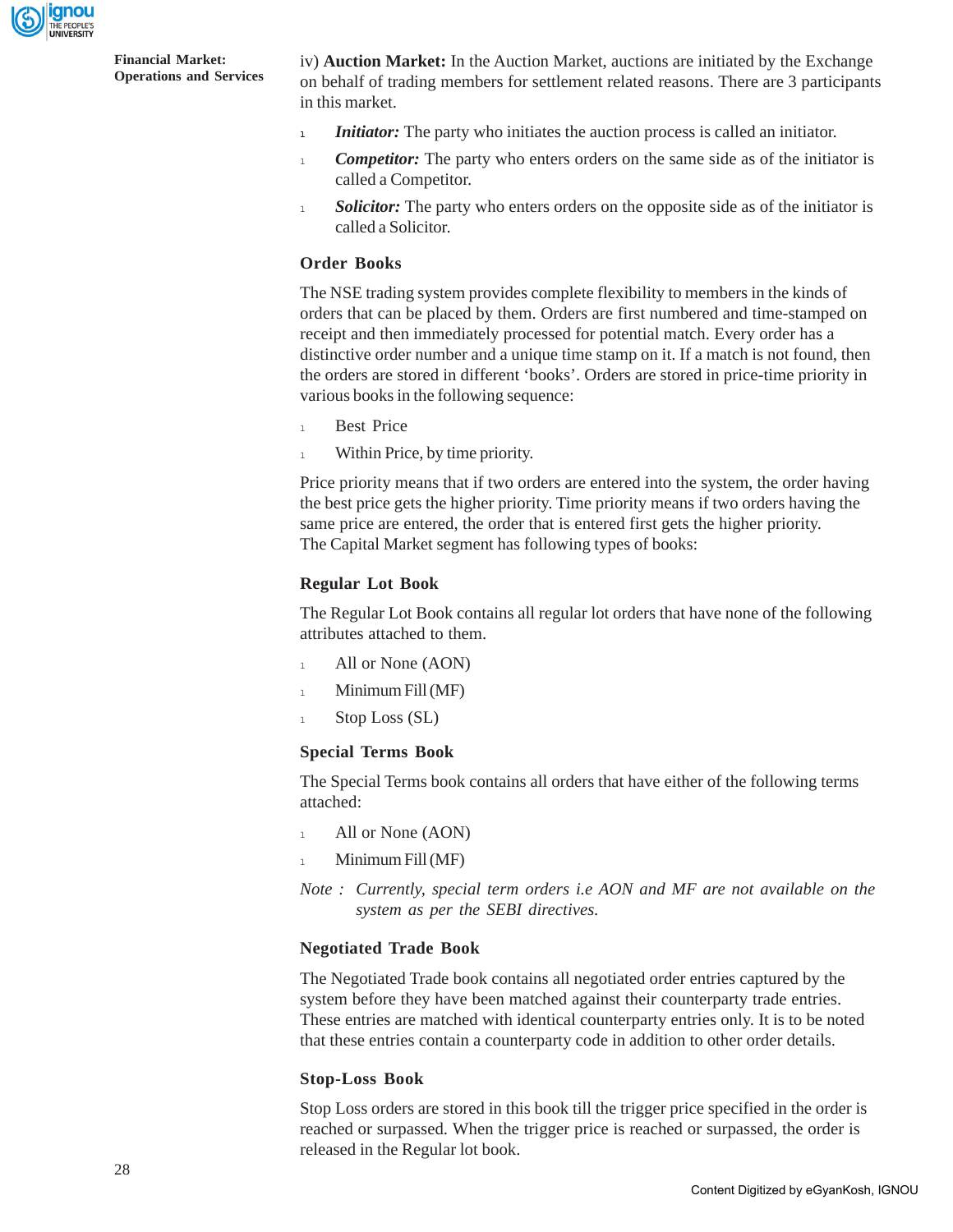iv) **Auction Market:** In the Auction Market, auctions are initiated by the Exchange on behalf of trading members for settlement related reasons. There are 3 participants in this market.

- ***Initiator:*** The party who initiates the auction process is called an initiator.
- ***Competitor:*** The party who enters orders on the same side as of the initiator is called a Competitor.
- ***Solicitor:*** The party who enters orders on the opposite side as of the initiator is called a Solicitor.

### Order Books

The NSE trading system provides complete flexibility to members in the kinds of orders that can be placed by them. Orders are first numbered and time-stamped on receipt and then immediately processed for potential match. Every order has a distinctive order number and a unique time stamp on it. If a match is not found, then the orders are stored in different 'books'. Orders are stored in price-time priority in various books in the following sequence:

- Best Price
- Within Price, by time priority.

Price priority means that if two orders are entered into the system, the order having the best price gets the higher priority. Time priority means if two orders having the same price are entered, the order that is entered first gets the higher priority.
The Capital Market segment has following types of books:

### Regular Lot Book

The Regular Lot Book contains all regular lot orders that have none of the following attributes attached to them.

- All or None (AON)
- Minimum Fill (MF)
- Stop Loss (SL)

### Special Terms Book

The Special Terms book contains all orders that have either of the following terms attached:

- All or None (AON)
- Minimum Fill (MF)

*Note : Currently, special term orders i.e AON and MF are not available on the system as per the SEBI directives.*

### Negotiated Trade Book

The Negotiated Trade book contains all negotiated order entries captured by the system before they have been matched against their counterparty trade entries. These entries are matched with identical counterparty entries only. It is to be noted that these entries contain a counterparty code in addition to other order details.

### Stop-Loss Book

Stop Loss orders are stored in this book till the trigger price specified in the order is reached or surpassed. When the trigger price is reached or surpassed, the order is released in the Regular lot book.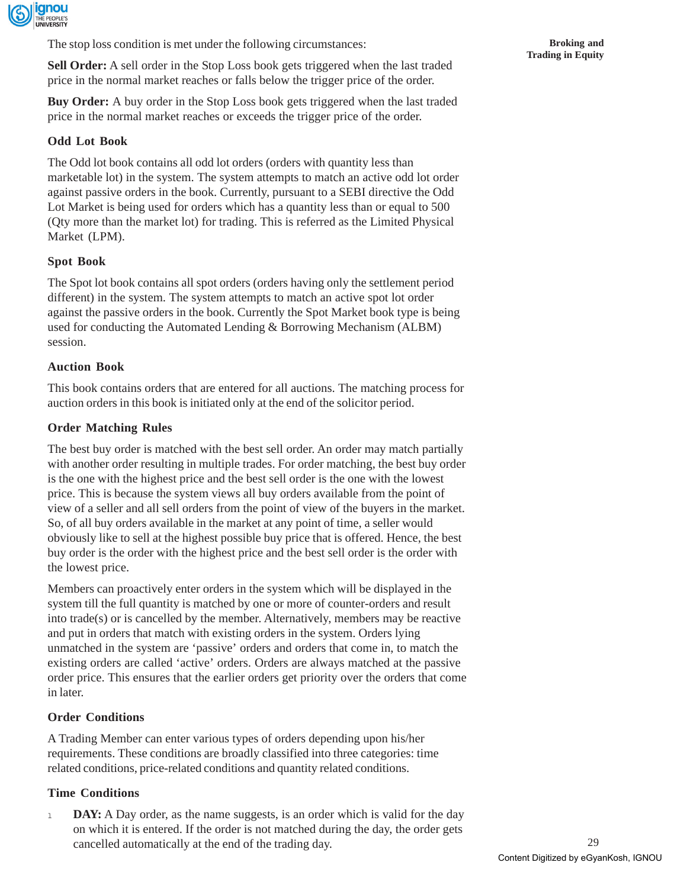The stop loss condition is met under the following circumstances:

**Sell Order:** A sell order in the Stop Loss book gets triggered when the last traded price in the normal market reaches or falls below the trigger price of the order.

**Buy Order:** A buy order in the Stop Loss book gets triggered when the last traded price in the normal market reaches or exceeds the trigger price of the order.

### Odd Lot Book

The Odd lot book contains all odd lot orders (orders with quantity less than marketable lot) in the system. The system attempts to match an active odd lot order against passive orders in the book. Currently, pursuant to a SEBI directive the Odd Lot Market is being used for orders which has a quantity less than or equal to 500 (Qty more than the market lot) for trading. This is referred as the Limited Physical Market (LPM).

### Spot Book

The Spot lot book contains all spot orders (orders having only the settlement period different) in the system. The system attempts to match an active spot lot order against the passive orders in the book. Currently the Spot Market book type is being used for conducting the Automated Lending & Borrowing Mechanism (ALBM) session.

### Auction Book

This book contains orders that are entered for all auctions. The matching process for auction orders in this book is initiated only at the end of the solicitor period.

### Order Matching Rules

The best buy order is matched with the best sell order. An order may match partially with another order resulting in multiple trades. For order matching, the best buy order is the one with the highest price and the best sell order is the one with the lowest price. This is because the system views all buy orders available from the point of view of a seller and all sell orders from the point of view of the buyers in the market. So, of all buy orders available in the market at any point of time, a seller would obviously like to sell at the highest possible buy price that is offered. Hence, the best buy order is the order with the highest price and the best sell order is the order with the lowest price.

Members can proactively enter orders in the system which will be displayed in the system till the full quantity is matched by one or more of counter-orders and result into trade(s) or is cancelled by the member. Alternatively, members may be reactive and put in orders that match with existing orders in the system. Orders lying unmatched in the system are 'passive' orders and orders that come in, to match the existing orders are called 'active' orders. Orders are always matched at the passive order price. This ensures that the earlier orders get priority over the orders that come in later.

### Order Conditions

A Trading Member can enter various types of orders depending upon his/her requirements. These conditions are broadly classified into three categories: time related conditions, price-related conditions and quantity related conditions.

### Time Conditions

- **DAY:** A Day order, as the name suggests, is an order which is valid for the day on which it is entered. If the order is not matched during the day, the order gets cancelled automatically at the end of the trading day.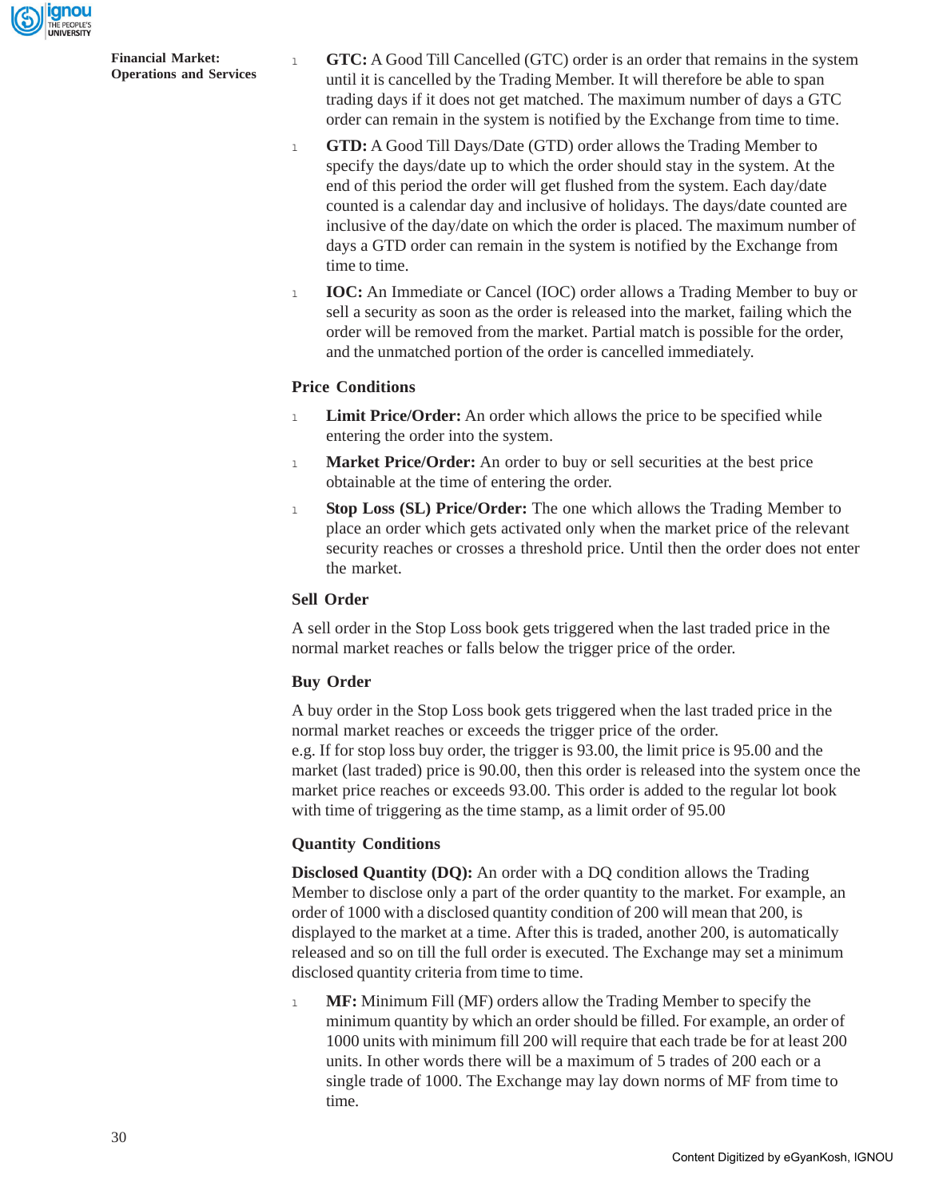- **GTC:** A Good Till Cancelled (GTC) order is an order that remains in the system until it is cancelled by the Trading Member. It will therefore be able to span trading days if it does not get matched. The maximum number of days a GTC order can remain in the system is notified by the Exchange from time to time.
- **GTD:** A Good Till Days/Date (GTD) order allows the Trading Member to specify the days/date up to which the order should stay in the system. At the end of this period the order will get flushed from the system. Each day/date counted is a calendar day and inclusive of holidays. The days/date counted are inclusive of the day/date on which the order is placed. The maximum number of days a GTD order can remain in the system is notified by the Exchange from time to time.
- **IOC:** An Immediate or Cancel (IOC) order allows a Trading Member to buy or sell a security as soon as the order is released into the market, failing which the order will be removed from the market. Partial match is possible for the order, and the unmatched portion of the order is cancelled immediately.

### Price Conditions

- **Limit Price/Order:** An order which allows the price to be specified while entering the order into the system.
- **Market Price/Order:** An order to buy or sell securities at the best price obtainable at the time of entering the order.
- **Stop Loss (SL) Price/Order:** The one which allows the Trading Member to place an order which gets activated only when the market price of the relevant security reaches or crosses a threshold price. Until then the order does not enter the market.

### Sell Order

A sell order in the Stop Loss book gets triggered when the last traded price in the normal market reaches or falls below the trigger price of the order.

### Buy Order

A buy order in the Stop Loss book gets triggered when the last traded price in the normal market reaches or exceeds the trigger price of the order.
e.g. If for stop loss buy order, the trigger is 93.00, the limit price is 95.00 and the market (last traded) price is 90.00, then this order is released into the system once the market price reaches or exceeds 93.00. This order is added to the regular lot book with time of triggering as the time stamp, as a limit order of 95.00

### Quantity Conditions

**Disclosed Quantity (DQ):** An order with a DQ condition allows the Trading Member to disclose only a part of the order quantity to the market. For example, an order of 1000 with a disclosed quantity condition of 200 will mean that 200, is displayed to the market at a time. After this is traded, another 200, is automatically released and so on till the full order is executed. The Exchange may set a minimum disclosed quantity criteria from time to time.

- **MF:** Minimum Fill (MF) orders allow the Trading Member to specify the minimum quantity by which an order should be filled. For example, an order of 1000 units with minimum fill 200 will require that each trade be for at least 200 units. In other words there will be a maximum of 5 trades of 200 each or a single trade of 1000. The Exchange may lay down norms of MF from time to time.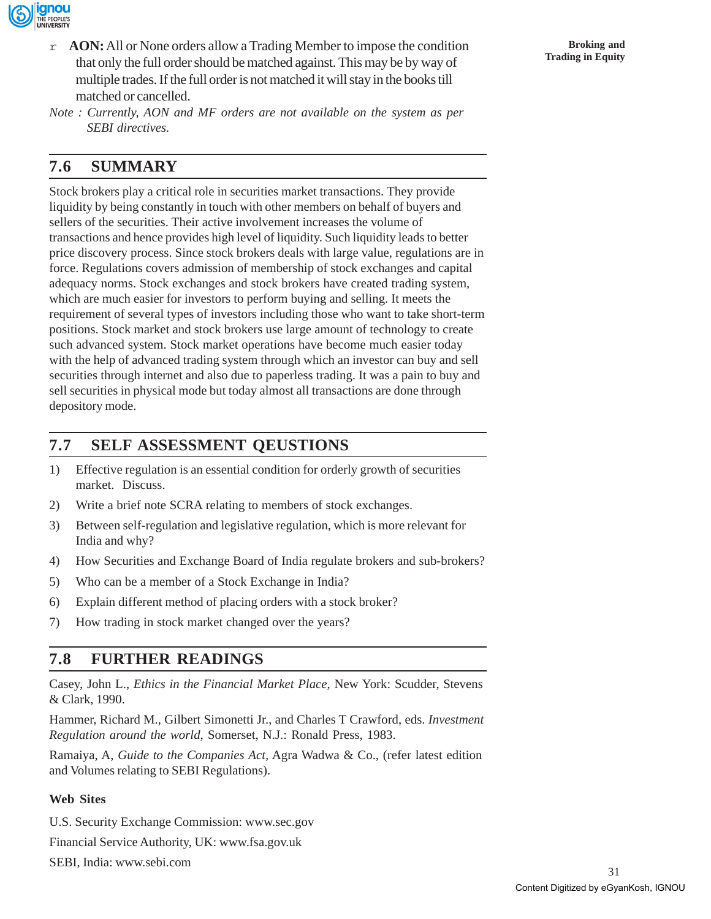- **AON:** All or None orders allow a Trading Member to impose the condition that only the full order should be matched against. This may be by way of multiple trades. If the full order is not matched it will stay in the books till matched or cancelled.

*Note : Currently, AON and MF orders are not available on the system as per SEBI directives.*

## 7.6 SUMMARY

Stock brokers play a critical role in securities market transactions. They provide liquidity by being constantly in touch with other members on behalf of buyers and sellers of the securities. Their active involvement increases the volume of transactions and hence provides high level of liquidity. Such liquidity leads to better price discovery process. Since stock brokers deals with large value, regulations are in force. Regulations covers admission of membership of stock exchanges and capital adequacy norms. Stock exchanges and stock brokers have created trading system, which are much easier for investors to perform buying and selling. It meets the requirement of several types of investors including those who want to take short-term positions. Stock market and stock brokers use large amount of technology to create such advanced system. Stock market operations have become much easier today with the help of advanced trading system through which an investor can buy and sell securities through internet and also due to paperless trading. It was a pain to buy and sell securities in physical mode but today almost all transactions are done through depository mode.

## 7.7 SELF ASSESSMENT QEUSTIONS

1) Effective regulation is an essential condition for orderly growth of securities market. Discuss.
2) Write a brief note SCRA relating to members of stock exchanges.
3) Between self-regulation and legislative regulation, which is more relevant for India and why?
4) How Securities and Exchange Board of India regulate brokers and sub-brokers?
5) Who can be a member of a Stock Exchange in India?
6) Explain different method of placing orders with a stock broker?
7) How trading in stock market changed over the years?

## 7.8 FURTHER READINGS

Casey, John L., *Ethics in the Financial Market Place*, New York: Scudder, Stevens & Clark, 1990.

Hammer, Richard M., Gilbert Simonetti Jr., and Charles T Crawford, eds. *Investment Regulation around the world*, Somerset, N.J.: Ronald Press, 1983.

Ramaiya, A, *Guide to the Companies Act*, Agra Wadwa & Co., (refer latest edition and Volumes relating to SEBI Regulations).

**Web Sites**

U.S. Security Exchange Commission: www.sec.gov

Financial Service Authority, UK: www.fsa.gov.uk

SEBI, India: www.sebi.com